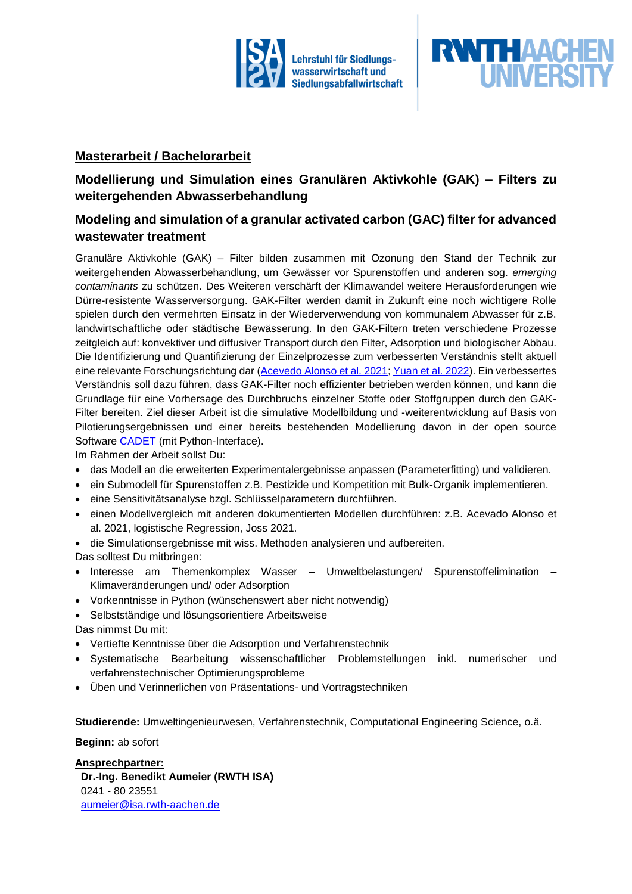Lehrstuhl für Siedlungswasserwirtschaft und Siedlungsabfallwirtschaft

RWTH AACHEN UNIVERSITY

## Masterarbeit / Bachelorarbeit

### Modellierung und Simulation eines Granulären Aktivkohle (GAK) – Filters zu weitergehenden Abwasserbehandlung

### Modeling and simulation of a granular activated carbon (GAC) filter for advanced wastewater treatment

Granuläre Aktivkohle (GAK) – Filter bilden zusammen mit Ozonung den Stand der Technik zur weitergehenden Abwasserbehandlung, um Gewässer vor Spurenstoffen und anderen sog. *emerging contaminants* zu schützen. Des Weiteren verschärft der Klimawandel weitere Herausforderungen wie Dürre-resistente Wasserversorgung. GAK-Filter werden damit in Zukunft eine noch wichtigere Rolle spielen durch den vermehrten Einsatz in der Wiederverwendung von kommunalem Abwasser für z.B. landwirtschaftliche oder städtische Bewässerung. In den GAK-Filtern treten verschiedene Prozesse zeitgleich auf: konvektiver und diffusiver Transport durch den Filter, Adsorption und biologischer Abbau. Die Identifizierung und Quantifizierung der Einzelprozesse zum verbesserten Verständnis stellt aktuell eine relevante Forschungsrichtung dar (Acevedo Alonso et al. 2021; Yuan et al. 2022). Ein verbessertes Verständnis soll dazu führen, dass GAK-Filter noch effizienter betrieben werden können, und kann die Grundlage für eine Vorhersage des Durchbruchs einzelner Stoffe oder Stoffgruppen durch den GAK-Filter bereiten. Ziel dieser Arbeit ist die simulative Modellbildung und -weiterentwicklung auf Basis von Pilotierungsergebnissen und einer bereits bestehenden Modellierung davon in der open source Software CADET (mit Python-Interface).

Im Rahmen der Arbeit sollst Du:

- das Modell an die erweiterten Experimentalergebnisse anpassen (Parameterfitting) und validieren.
- ein Submodell für Spurenstoffen z.B. Pestizide und Kompetition mit Bulk-Organik implementieren.
- eine Sensitivitätsanalyse bzgl. Schlüsselparametern durchführen.
- einen Modellvergleich mit anderen dokumentierten Modellen durchführen: z.B. Acevado Alonso et al. 2021, logistische Regression, Joss 2021.
- die Simulationsergebnisse mit wiss. Methoden analysieren und aufbereiten.

Das solltest Du mitbringen:

- Interesse am Themenkomplex Wasser – Umweltbelastungen/ Spurenstoffelimination – Klimaveränderungen und/ oder Adsorption
- Vorkenntnisse in Python (wünschenswert aber nicht notwendig)
- Selbstständige und lösungsorientiere Arbeitsweise

Das nimmst Du mit:

- Vertiefte Kenntnisse über die Adsorption und Verfahrenstechnik
- Systematische Bearbeitung wissenschaftlicher Problemstellungen inkl. numerischer und verfahrenstechnischer Optimierungsprobleme
- Üben und Verinnerlichen von Präsentations- und Vortragstechniken

**Studierende:** Umweltingenieurwesen, Verfahrenstechnik, Computational Engineering Science, o.ä.

**Beginn:** ab sofort

**Ansprechpartner:**

**Dr.-Ing. Benedikt Aumeier (RWTH ISA)**
0241 - 80 23551
aumeier@isa.rwth-aachen.de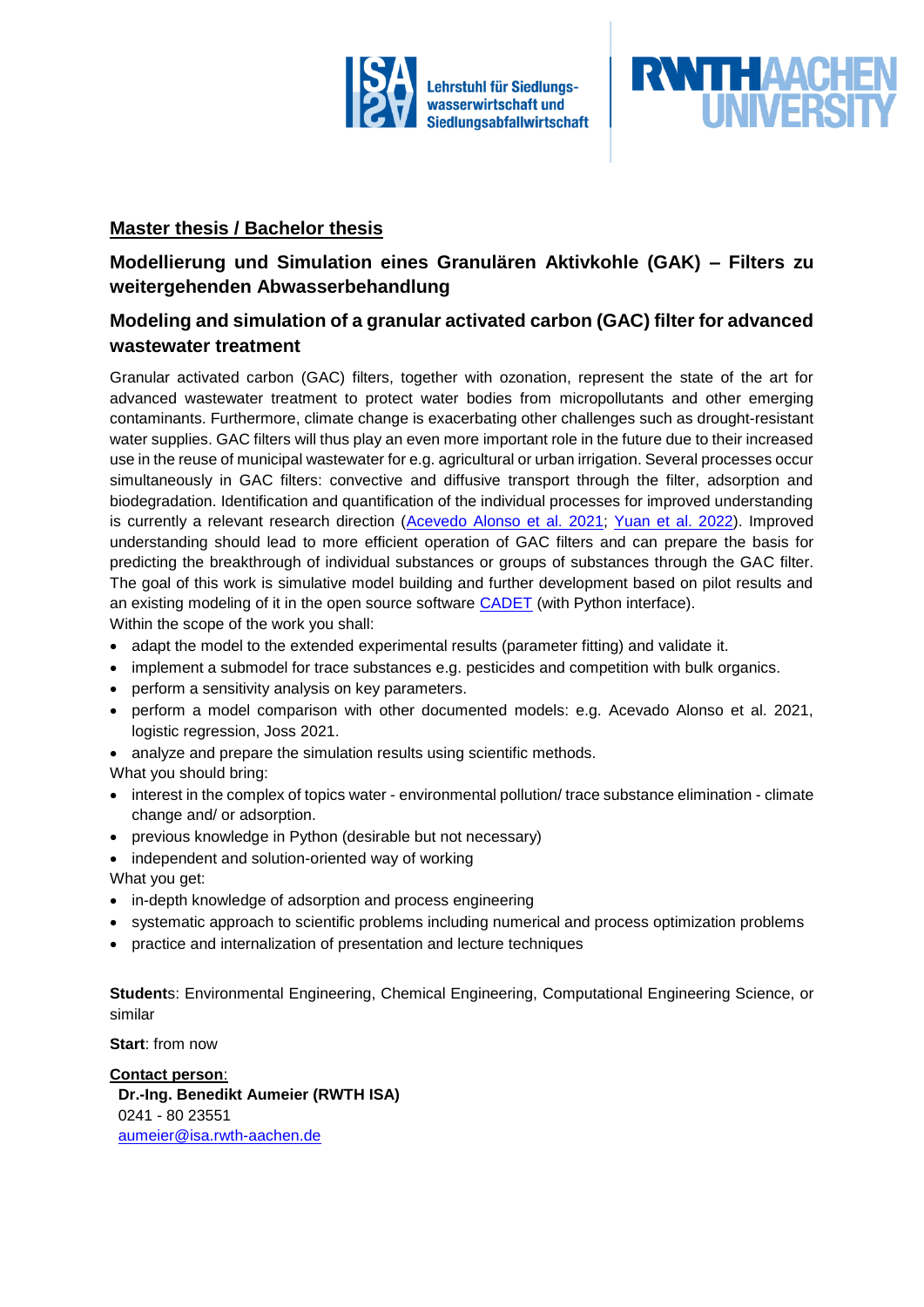Lehrstuhl für Siedlungs-
wasserwirtschaft und
Siedlungsabfallwirtschaft

RWTH AACHEN UNIVERSITY

## Master thesis / Bachelor thesis

### Modellierung und Simulation eines Granulären Aktivkohle (GAK) – Filters zu weitergehenden Abwasserbehandlung

### Modeling and simulation of a granular activated carbon (GAC) filter for advanced wastewater treatment

Granular activated carbon (GAC) filters, together with ozonation, represent the state of the art for advanced wastewater treatment to protect water bodies from micropollutants and other emerging contaminants. Furthermore, climate change is exacerbating other challenges such as drought-resistant water supplies. GAC filters will thus play an even more important role in the future due to their increased use in the reuse of municipal wastewater for e.g. agricultural or urban irrigation. Several processes occur simultaneously in GAC filters: convective and diffusive transport through the filter, adsorption and biodegradation. Identification and quantification of the individual processes for improved understanding is currently a relevant research direction (Acevedo Alonso et al. 2021; Yuan et al. 2022). Improved understanding should lead to more efficient operation of GAC filters and can prepare the basis for predicting the breakthrough of individual substances or groups of substances through the GAC filter. The goal of this work is simulative model building and further development based on pilot results and an existing modeling of it in the open source software CADET (with Python interface).

Within the scope of the work you shall:

- adapt the model to the extended experimental results (parameter fitting) and validate it.
- implement a submodel for trace substances e.g. pesticides and competition with bulk organics.
- perform a sensitivity analysis on key parameters.
- perform a model comparison with other documented models: e.g. Acevado Alonso et al. 2021, logistic regression, Joss 2021.
- analyze and prepare the simulation results using scientific methods.

What you should bring:

- interest in the complex of topics water - environmental pollution/ trace substance elimination - climate change and/ or adsorption.
- previous knowledge in Python (desirable but not necessary)
- independent and solution-oriented way of working

What you get:

- in-depth knowledge of adsorption and process engineering
- systematic approach to scientific problems including numerical and process optimization problems
- practice and internalization of presentation and lecture techniques

**Students**: Environmental Engineering, Chemical Engineering, Computational Engineering Science, or similar

**Start**: from now

**Contact person**:
**Dr.-Ing. Benedikt Aumeier (RWTH ISA)**
0241 - 80 23551
aumeier@isa.rwth-aachen.de